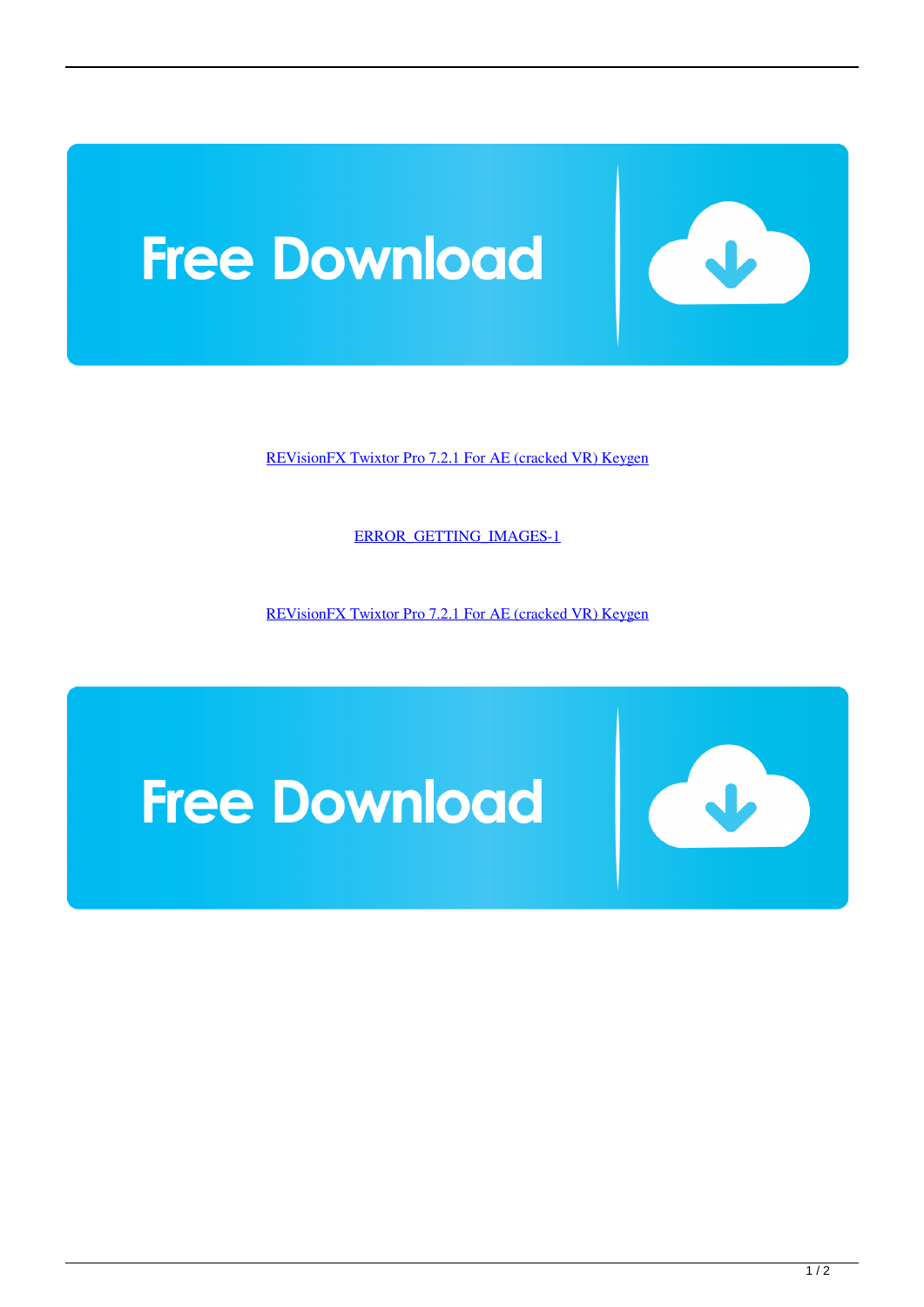Free Download

REVisionFX Twixtor Pro 7.2.1 For AE (cracked VR) Keygen

ERROR_GETTING_IMAGES-1

REVisionFX Twixtor Pro 7.2.1 For AE (cracked VR) Keygen

Free Download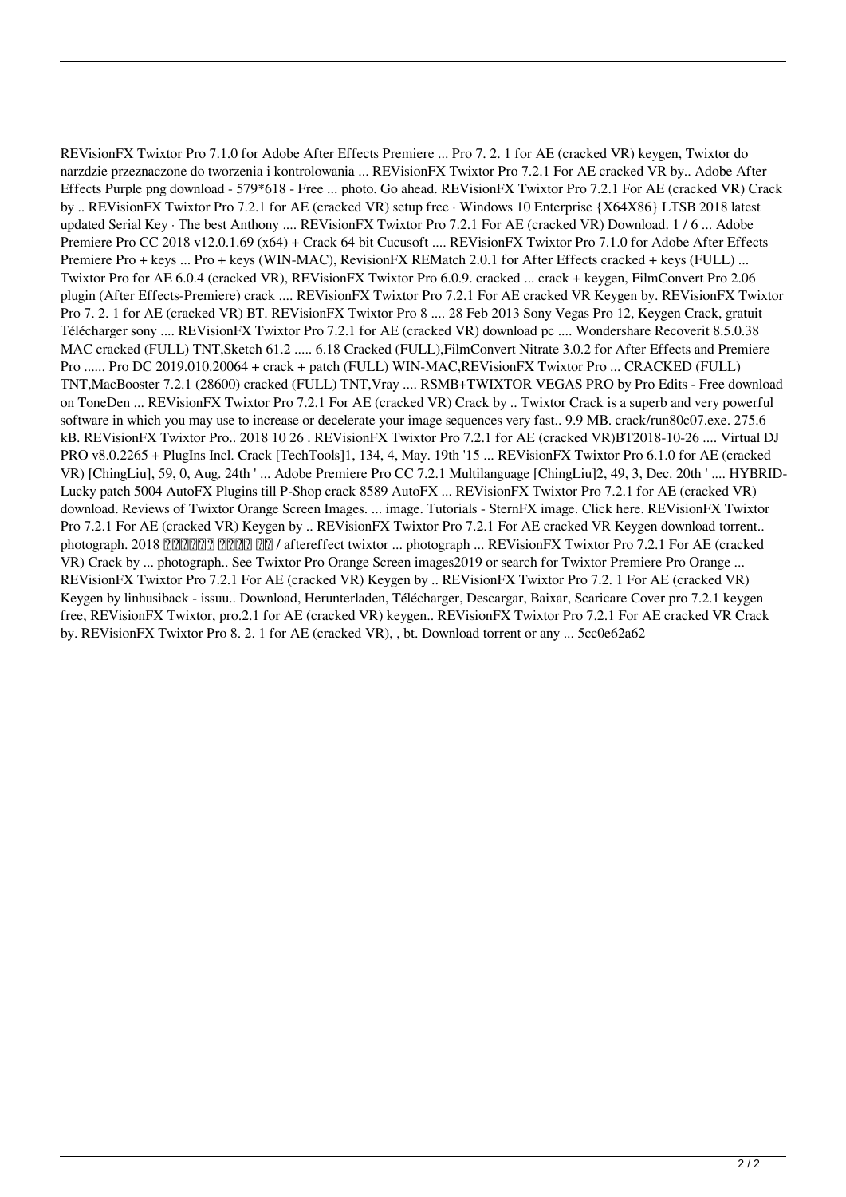REVisionFX Twixtor Pro 7.1.0 for Adobe After Effects Premiere ... Pro 7. 2. 1 for AE (cracked VR) keygen, Twixtor do narzdzie przeznaczone do tworzenia i kontrolowania ... REVisionFX Twixtor Pro 7.2.1 For AE cracked VR by.. Adobe After Effects Purple png download - 579*618 - Free ... photo. Go ahead. REVisionFX Twixtor Pro 7.2.1 For AE (cracked VR) Crack by .. REVisionFX Twixtor Pro 7.2.1 for AE (cracked VR) setup free · Windows 10 Enterprise {X64X86} LTSB 2018 latest updated Serial Key · The best Anthony .... REVisionFX Twixtor Pro 7.2.1 For AE (cracked VR) Download. 1 / 6 ... Adobe Premiere Pro CC 2018 v12.0.1.69 (x64) + Crack 64 bit Cucusoft .... REVisionFX Twixtor Pro 7.1.0 for Adobe After Effects Premiere Pro + keys ... Pro + keys (WIN-MAC), RevisionFX REMatch 2.0.1 for After Effects cracked + keys (FULL) ... Twixtor Pro for AE 6.0.4 (cracked VR), REVisionFX Twixtor Pro 6.0.9. cracked ... crack + keygen, FilmConvert Pro 2.06 plugin (After Effects-Premiere) crack .... REVisionFX Twixtor Pro 7.2.1 For AE cracked VR Keygen by. REVisionFX Twixtor Pro 7. 2. 1 for AE (cracked VR) BT. REVisionFX Twixtor Pro 8 .... 28 Feb 2013 Sony Vegas Pro 12, Keygen Crack, gratuit Télécharger sony .... REVisionFX Twixtor Pro 7.2.1 for AE (cracked VR) download pc .... Wondershare Recoverit 8.5.0.38 MAC cracked (FULL) TNT,Sketch 61.2 ..... 6.18 Cracked (FULL),FilmConvert Nitrate 3.0.2 for After Effects and Premiere Pro ...... Pro DC 2019.010.20064 + crack + patch (FULL) WIN-MAC,REVisionFX Twixtor Pro ... CRACKED (FULL) TNT,MacBooster 7.2.1 (28600) cracked (FULL) TNT,Vray .... RSMB+TWIXTOR VEGAS PRO by Pro Edits - Free download on ToneDen ... REVisionFX Twixtor Pro 7.2.1 For AE (cracked VR) Crack by .. Twixtor Crack is a superb and very powerful software in which you may use to increase or decelerate your image sequences very fast.. 9.9 MB. crack/run80c07.exe. 275.6 kB. REVisionFX Twixtor Pro.. 2018 10 26 . REVisionFX Twixtor Pro 7.2.1 for AE (cracked VR)BT2018-10-26 .... Virtual DJ PRO v8.0.2265 + PlugIns Incl. Crack [TechTools]1, 134, 4, May. 19th '15 ... REVisionFX Twixtor Pro 6.1.0 for AE (cracked VR) [ChingLiu], 59, 0, Aug. 24th ' ... Adobe Premiere Pro CC 7.2.1 Multilanguage [ChingLiu]2, 49, 3, Dec. 20th ' .... HYBRID-Lucky patch 5004 AutoFX Plugins till P-Shop crack 8589 AutoFX ... REVisionFX Twixtor Pro 7.2.1 for AE (cracked VR) download. Reviews of Twixtor Orange Screen Images. ... image. Tutorials - SternFX image. Click here. REVisionFX Twixtor Pro 7.2.1 For AE (cracked VR) Keygen by .. REVisionFX Twixtor Pro 7.2.1 For AE cracked VR Keygen download torrent.. photograph. 2018 ?????? ???? ?? / aftereffect twixtor ... photograph ... REVisionFX Twixtor Pro 7.2.1 For AE (cracked VR) Crack by ... photograph.. See Twixtor Pro Orange Screen images2019 or search for Twixtor Premiere Pro Orange ... REVisionFX Twixtor Pro 7.2.1 For AE (cracked VR) Keygen by .. REVisionFX Twixtor Pro 7.2. 1 For AE (cracked VR) Keygen by linhusiback - issuu.. Download, Herunterladen, Télécharger, Descargar, Baixar, Scaricare Cover pro 7.2.1 keygen free, REVisionFX Twixtor, pro.2.1 for AE (cracked VR) keygen.. REVisionFX Twixtor Pro 7.2.1 For AE cracked VR Crack by. REVisionFX Twixtor Pro 8. 2. 1 for AE (cracked VR), , bt. Download torrent or any ... 5cc0e62a62